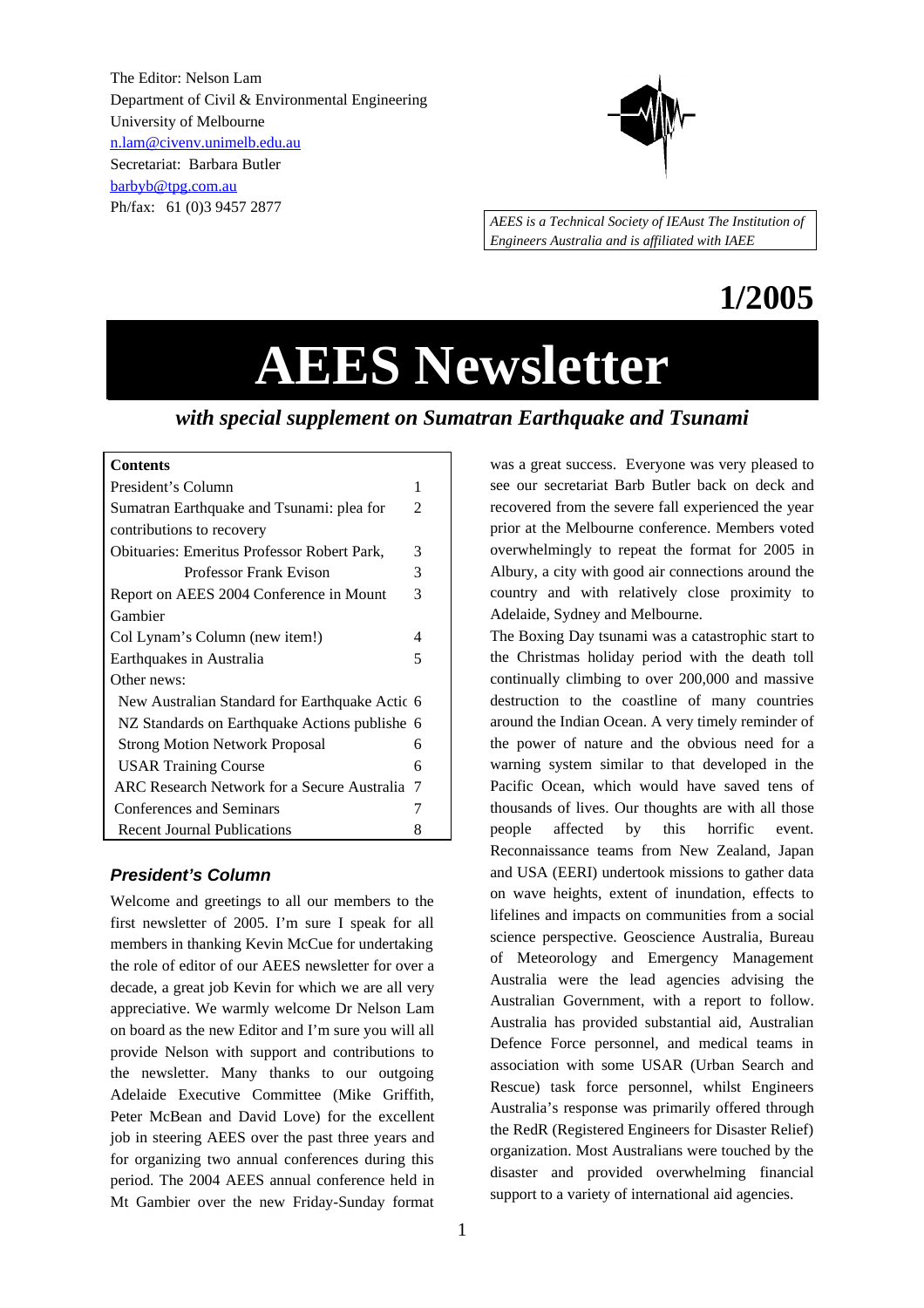The Editor: Nelson Lam
Department of Civil & Environmental Engineering
University of Melbourne
n.lam@civenv.unimelb.edu.au
Secretariat: Barbara Butler
barbyb@tpg.com.au
Ph/fax: 61 (0)3 9457 2877

*AEES is a Technical Society of IEAust The Institution of Engineers Australia and is affiliated with IAEE*

**1/2005**

# AEES Newsletter

## *with special supplement on Sumatran Earthquake and Tsunami*

| **Contents** | |
|---|---|
| President's Column | 1 |
| Sumatran Earthquake and Tsunami: plea for contributions to recovery | 2 |
| Obituaries: Emeritus Professor Robert Park, | 3 |
| Professor Frank Evison | 3 |
| Report on AEES 2004 Conference in Mount Gambier | 3 |
| Col Lynam's Column (new item!) | 4 |
| Earthquakes in Australia | 5 |
| Other news: | |
| New Australian Standard for Earthquake Actic | 6 |
| NZ Standards on Earthquake Actions publishe | 6 |
| Strong Motion Network Proposal | 6 |
| USAR Training Course | 6 |
| ARC Research Network for a Secure Australia | 7 |
| Conferences and Seminars | 7 |
| Recent Journal Publications | 8 |

### *President's Column*

Welcome and greetings to all our members to the first newsletter of 2005. I'm sure I speak for all members in thanking Kevin McCue for undertaking the role of editor of our AEES newsletter for over a decade, a great job Kevin for which we are all very appreciative. We warmly welcome Dr Nelson Lam on board as the new Editor and I'm sure you will all provide Nelson with support and contributions to the newsletter. Many thanks to our outgoing Adelaide Executive Committee (Mike Griffith, Peter McBean and David Love) for the excellent job in steering AEES over the past three years and for organizing two annual conferences during this period. The 2004 AEES annual conference held in Mt Gambier over the new Friday-Sunday format was a great success. Everyone was very pleased to see our secretariat Barb Butler back on deck and recovered from the severe fall experienced the year prior at the Melbourne conference. Members voted overwhelmingly to repeat the format for 2005 in Albury, a city with good air connections around the country and with relatively close proximity to Adelaide, Sydney and Melbourne.

The Boxing Day tsunami was a catastrophic start to the Christmas holiday period with the death toll continually climbing to over 200,000 and massive destruction to the coastline of many countries around the Indian Ocean. A very timely reminder of the power of nature and the obvious need for a warning system similar to that developed in the Pacific Ocean, which would have saved tens of thousands of lives. Our thoughts are with all those people affected by this horrific event. Reconnaissance teams from New Zealand, Japan and USA (EERI) undertook missions to gather data on wave heights, extent of inundation, effects to lifelines and impacts on communities from a social science perspective. Geoscience Australia, Bureau of Meteorology and Emergency Management Australia were the lead agencies advising the Australian Government, with a report to follow. Australia has provided substantial aid, Australian Defence Force personnel, and medical teams in association with some USAR (Urban Search and Rescue) task force personnel, whilst Engineers Australia's response was primarily offered through the RedR (Registered Engineers for Disaster Relief) organization. Most Australians were touched by the disaster and provided overwhelming financial support to a variety of international aid agencies.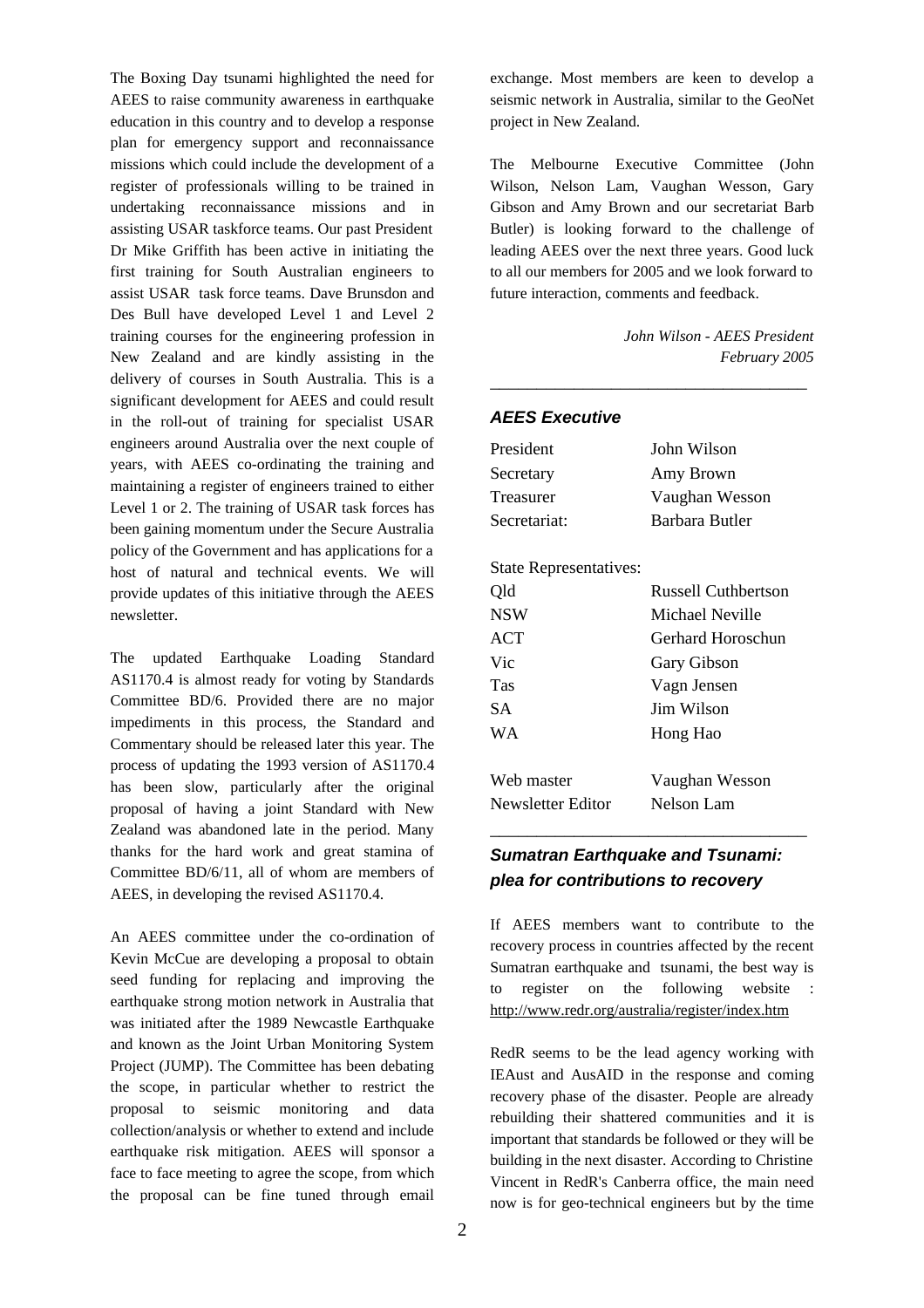The Boxing Day tsunami highlighted the need for AEES to raise community awareness in earthquake education in this country and to develop a response plan for emergency support and reconnaissance missions which could include the development of a register of professionals willing to be trained in undertaking reconnaissance missions and in assisting USAR taskforce teams. Our past President Dr Mike Griffith has been active in initiating the first training for South Australian engineers to assist USAR task force teams. Dave Brunsdon and Des Bull have developed Level 1 and Level 2 training courses for the engineering profession in New Zealand and are kindly assisting in the delivery of courses in South Australia. This is a significant development for AEES and could result in the roll-out of training for specialist USAR engineers around Australia over the next couple of years, with AEES co-ordinating the training and maintaining a register of engineers trained to either Level 1 or 2. The training of USAR task forces has been gaining momentum under the Secure Australia policy of the Government and has applications for a host of natural and technical events. We will provide updates of this initiative through the AEES newsletter.

The updated Earthquake Loading Standard AS1170.4 is almost ready for voting by Standards Committee BD/6. Provided there are no major impediments in this process, the Standard and Commentary should be released later this year. The process of updating the 1993 version of AS1170.4 has been slow, particularly after the original proposal of having a joint Standard with New Zealand was abandoned late in the period. Many thanks for the hard work and great stamina of Committee BD/6/11, all of whom are members of AEES, in developing the revised AS1170.4.

An AEES committee under the co-ordination of Kevin McCue are developing a proposal to obtain seed funding for replacing and improving the earthquake strong motion network in Australia that was initiated after the 1989 Newcastle Earthquake and known as the Joint Urban Monitoring System Project (JUMP). The Committee has been debating the scope, in particular whether to restrict the proposal to seismic monitoring and data collection/analysis or whether to extend and include earthquake risk mitigation. AEES will sponsor a face to face meeting to agree the scope, from which the proposal can be fine tuned through email exchange. Most members are keen to develop a seismic network in Australia, similar to the GeoNet project in New Zealand.

The Melbourne Executive Committee (John Wilson, Nelson Lam, Vaughan Wesson, Gary Gibson and Amy Brown and our secretariat Barb Butler) is looking forward to the challenge of leading AEES over the next three years. Good luck to all our members for 2005 and we look forward to future interaction, comments and feedback.

*John Wilson - AEES President*
*February 2005*

---

## AEES Executive

| | |
|---|---|
| President | John Wilson |
| Secretary | Amy Brown |
| Treasurer | Vaughan Wesson |
| Secretariat: | Barbara Butler |

State Representatives:

| | |
|---|---|
| Qld | Russell Cuthbertson |
| NSW | Michael Neville |
| ACT | Gerhard Horoschun |
| Vic | Gary Gibson |
| Tas | Vagn Jensen |
| SA | Jim Wilson |
| WA | Hong Hao |
| | |
| Web master | Vaughan Wesson |
| Newsletter Editor | Nelson Lam |

---

## Sumatran Earthquake and Tsunami: plea for contributions to recovery

If AEES members want to contribute to the recovery process in countries affected by the recent Sumatran earthquake and tsunami, the best way is to register on the following website : http://www.redr.org/australia/register/index.htm

RedR seems to be the lead agency working with IEAust and AusAID in the response and coming recovery phase of the disaster. People are already rebuilding their shattered communities and it is important that standards be followed or they will be building in the next disaster. According to Christine Vincent in RedR's Canberra office, the main need now is for geo-technical engineers but by the time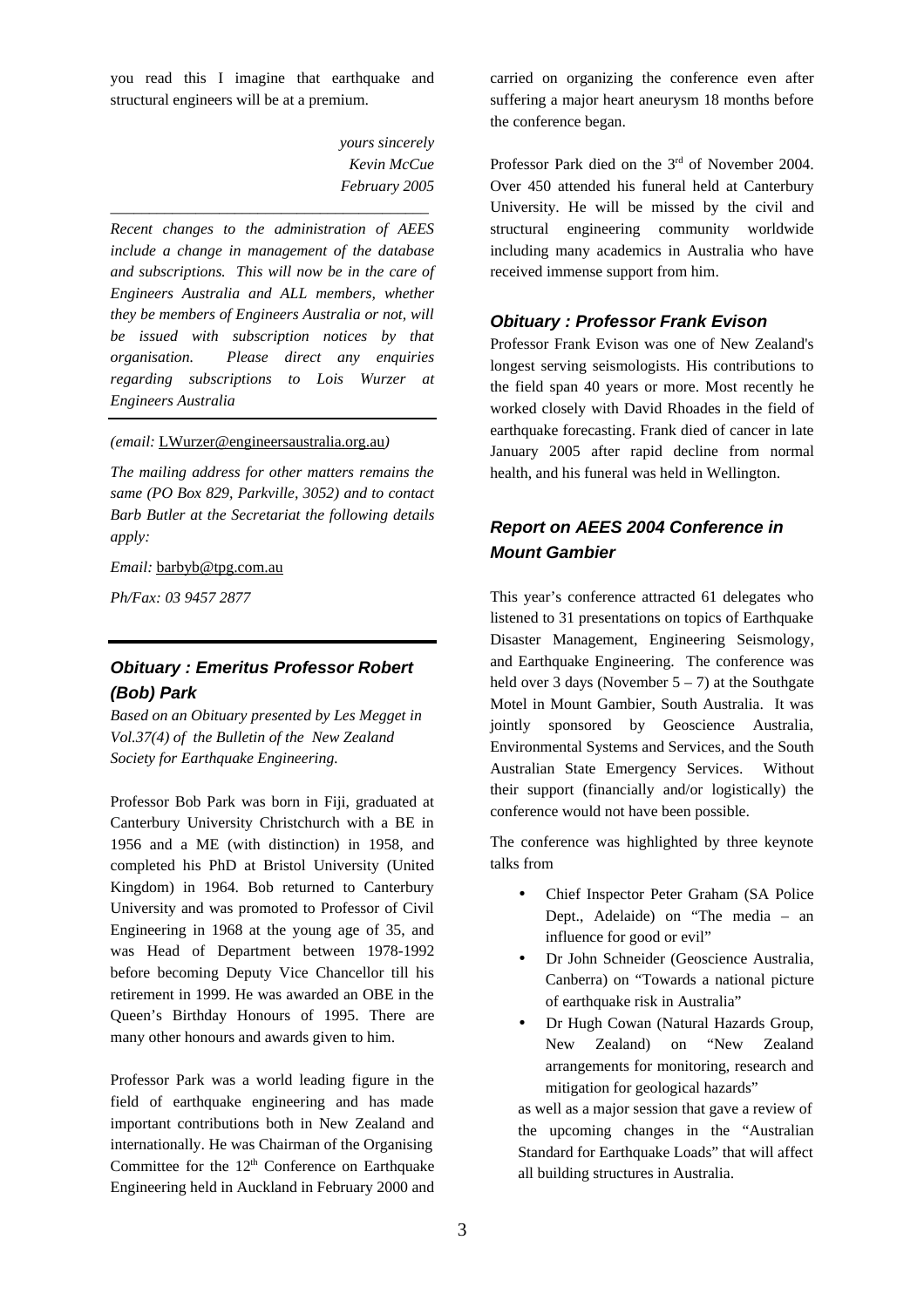you read this I imagine that earthquake and structural engineers will be at a premium.

*yours sincerely*
*Kevin McCue*
*February 2005*

---

***Recent changes to the administration of AEES include a change in management of the database and subscriptions. This will now be in the care of Engineers Australia and ALL members, whether they be members of Engineers Australia or not, will be issued with subscription notices by that organisation. Please direct any enquiries regarding subscriptions to Lois Wurzer at Engineers Australia***

*(email:* LWurzer@engineersaustralia.org.au*)*

*The mailing address for other matters remains the same (PO Box 829, Parkville, 3052) and to contact Barb Butler at the Secretariat the following details apply:*

*Email:* barbyb@tpg.com.au

*Ph/Fax: 03 9457 2877*

---

## *Obituary : Emeritus Professor Robert (Bob) Park*

*Based on an Obituary presented by Les Megget in Vol.37(4) of the Bulletin of the New Zealand Society for Earthquake Engineering.*

Professor Bob Park was born in Fiji, graduated at Canterbury University Christchurch with a BE in 1956 and a ME (with distinction) in 1958, and completed his PhD at Bristol University (United Kingdom) in 1964. Bob returned to Canterbury University and was promoted to Professor of Civil Engineering in 1968 at the young age of 35, and was Head of Department between 1978-1992 before becoming Deputy Vice Chancellor till his retirement in 1999. He was awarded an OBE in the Queen's Birthday Honours of 1995. There are many other honours and awards given to him.

Professor Park was a world leading figure in the field of earthquake engineering and has made important contributions both in New Zealand and internationally. He was Chairman of the Organising Committee for the 12th Conference on Earthquake Engineering held in Auckland in February 2000 and carried on organizing the conference even after suffering a major heart aneurysm 18 months before the conference began.

Professor Park died on the 3rd of November 2004. Over 450 attended his funeral held at Canterbury University. He will be missed by the civil and structural engineering community worldwide including many academics in Australia who have received immense support from him.

## *Obituary : Professor Frank Evison*

Professor Frank Evison was one of New Zealand's longest serving seismologists. His contributions to the field span 40 years or more. Most recently he worked closely with David Rhoades in the field of earthquake forecasting. Frank died of cancer in late January 2005 after rapid decline from normal health, and his funeral was held in Wellington.

## *Report on AEES 2004 Conference in Mount Gambier*

This year's conference attracted 61 delegates who listened to 31 presentations on topics of Earthquake Disaster Management, Engineering Seismology, and Earthquake Engineering. The conference was held over 3 days (November 5 – 7) at the Southgate Motel in Mount Gambier, South Australia. It was jointly sponsored by Geoscience Australia, Environmental Systems and Services, and the South Australian State Emergency Services. Without their support (financially and/or logistically) the conference would not have been possible.

The conference was highlighted by three keynote talks from

- Chief Inspector Peter Graham (SA Police Dept., Adelaide) on "The media – an influence for good or evil"
- Dr John Schneider (Geoscience Australia, Canberra) on "Towards a national picture of earthquake risk in Australia"
- Dr Hugh Cowan (Natural Hazards Group, New Zealand) on "New Zealand arrangements for monitoring, research and mitigation for geological hazards"

as well as a major session that gave a review of the upcoming changes in the "Australian Standard for Earthquake Loads" that will affect all building structures in Australia.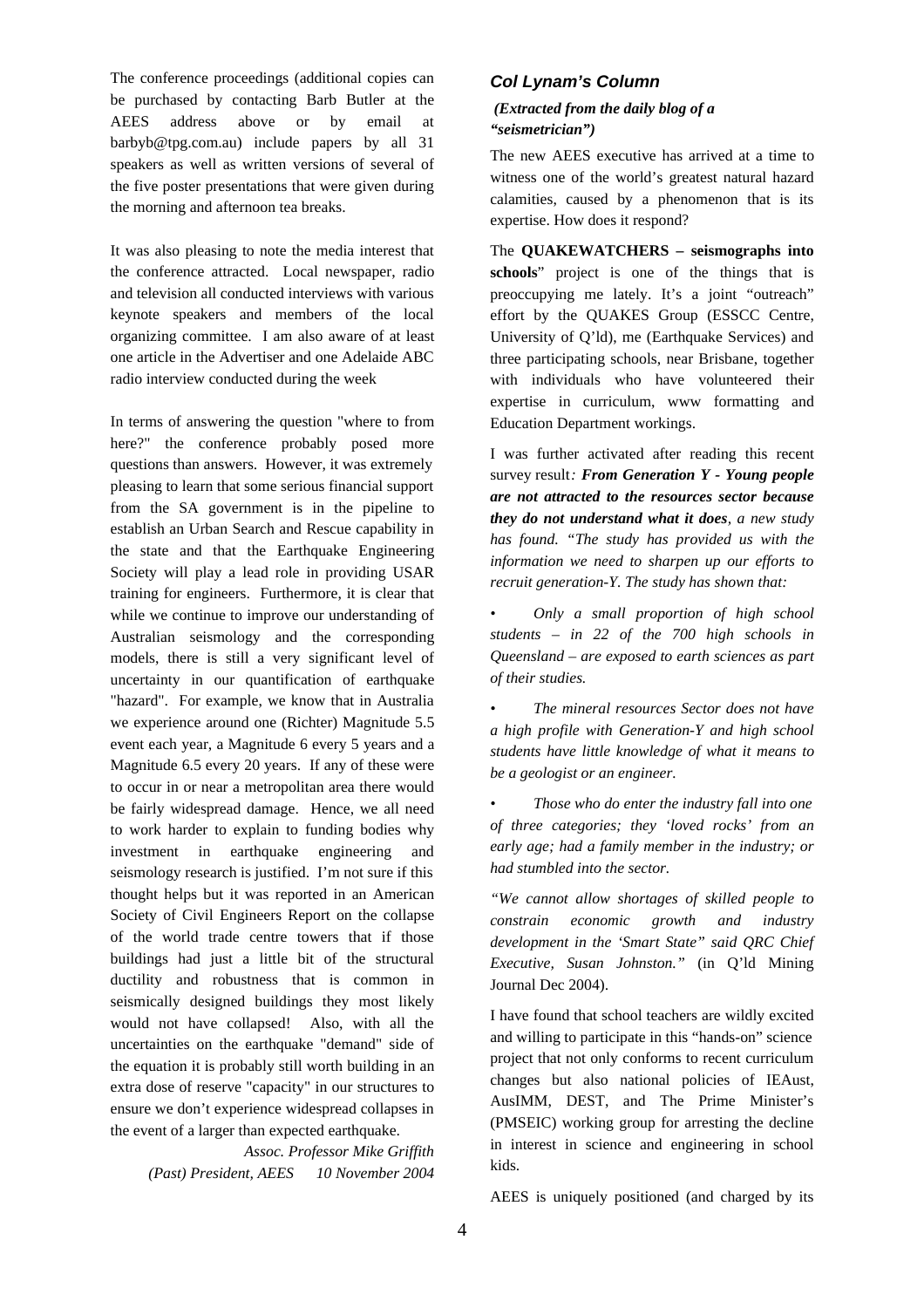The conference proceedings (additional copies can be purchased by contacting Barb Butler at the AEES address above or by email at barbyb@tpg.com.au) include papers by all 31 speakers as well as written versions of several of the five poster presentations that were given during the morning and afternoon tea breaks.

It was also pleasing to note the media interest that the conference attracted. Local newspaper, radio and television all conducted interviews with various keynote speakers and members of the local organizing committee. I am also aware of at least one article in the Advertiser and one Adelaide ABC radio interview conducted during the week

In terms of answering the question "where to from here?" the conference probably posed more questions than answers. However, it was extremely pleasing to learn that some serious financial support from the SA government is in the pipeline to establish an Urban Search and Rescue capability in the state and that the Earthquake Engineering Society will play a lead role in providing USAR training for engineers. Furthermore, it is clear that while we continue to improve our understanding of Australian seismology and the corresponding models, there is still a very significant level of uncertainty in our quantification of earthquake "hazard". For example, we know that in Australia we experience around one (Richter) Magnitude 5.5 event each year, a Magnitude 6 every 5 years and a Magnitude 6.5 every 20 years. If any of these were to occur in or near a metropolitan area there would be fairly widespread damage. Hence, we all need to work harder to explain to funding bodies why investment in earthquake engineering and seismology research is justified. I'm not sure if this thought helps but it was reported in an American Society of Civil Engineers Report on the collapse of the world trade centre towers that if those buildings had just a little bit of the structural ductility and robustness that is common in seismically designed buildings they most likely would not have collapsed! Also, with all the uncertainties on the earthquake "demand" side of the equation it is probably still worth building in an extra dose of reserve "capacity" in our structures to ensure we don't experience widespread collapses in the event of a larger than expected earthquake.

*Assoc. Professor Mike Griffith*
*(Past) President, AEES 10 November 2004*

## *Col Lynam's Column*

***(Extracted from the daily blog of a "seismetrician")***

The new AEES executive has arrived at a time to witness one of the world's greatest natural hazard calamities, caused by a phenomenon that is its expertise. How does it respond?

The **QUAKEWATCHERS – seismographs into schools**" project is one of the things that is preoccupying me lately. It's a joint "outreach" effort by the QUAKES Group (ESSCC Centre, University of Q'ld), me (Earthquake Services) and three participating schools, near Brisbane, together with individuals who have volunteered their expertise in curriculum, www formatting and Education Department workings.

I was further activated after reading this recent survey result*:* ***From Generation Y - Young people are not attracted to the resources sector because they do not understand what it does****, a new study has found. "The study has provided us with the information we need to sharpen up our efforts to recruit generation-Y. The study has shown that:*

- *Only a small proportion of high school students – in 22 of the 700 high schools in Queensland – are exposed to earth sciences as part of their studies.*
- *The mineral resources Sector does not have a high profile with Generation-Y and high school students have little knowledge of what it means to be a geologist or an engineer.*
- *Those who do enter the industry fall into one of three categories; they 'loved rocks' from an early age; had a family member in the industry; or had stumbled into the sector.*

*"We cannot allow shortages of skilled people to constrain economic growth and industry development in the 'Smart State" said QRC Chief Executive, Susan Johnston."* (in Q'ld Mining Journal Dec 2004).

I have found that school teachers are wildly excited and willing to participate in this "hands-on" science project that not only conforms to recent curriculum changes but also national policies of IEAust, AusIMM, DEST, and The Prime Minister's (PMSEIC) working group for arresting the decline in interest in science and engineering in school kids.

AEES is uniquely positioned (and charged by its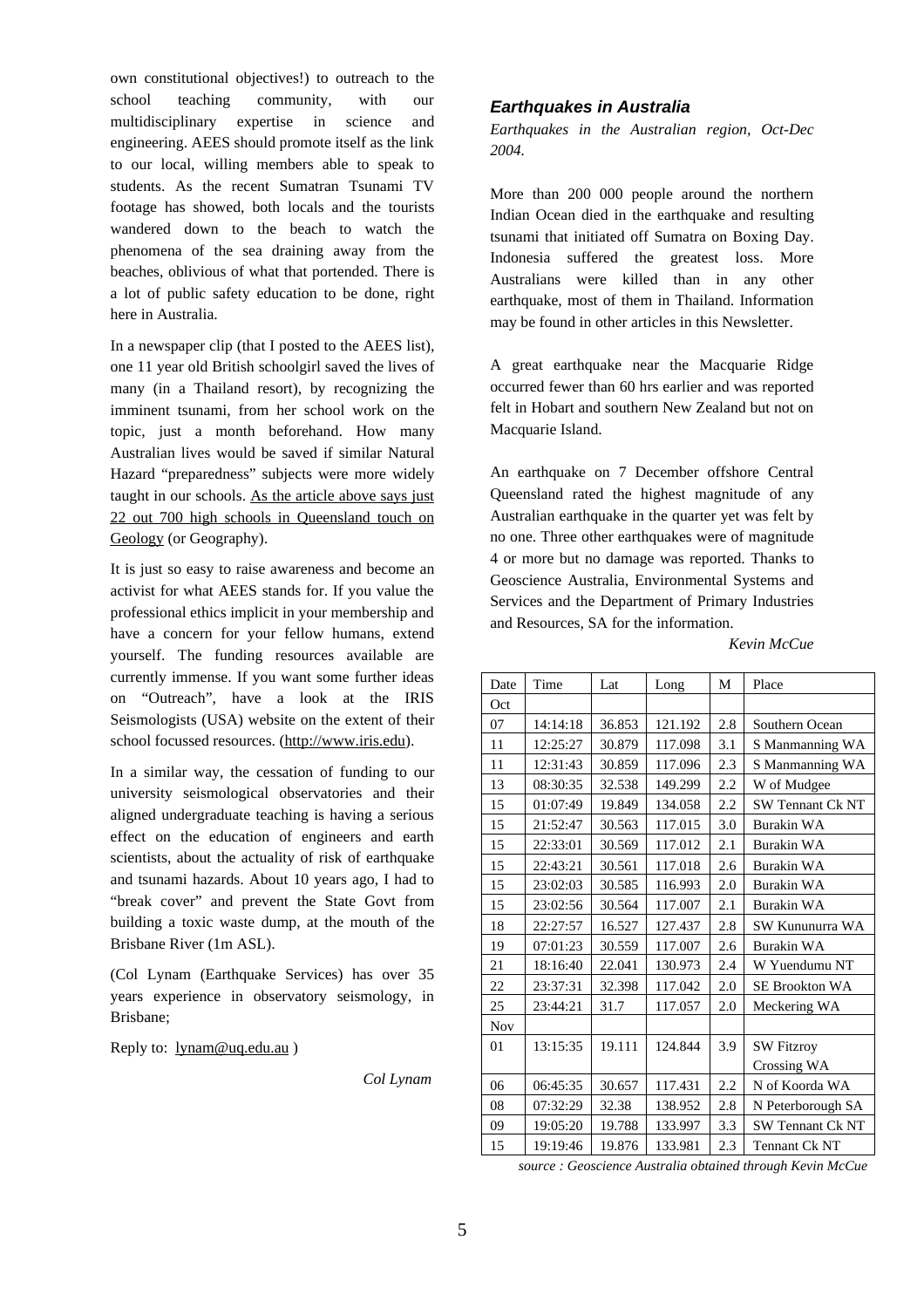own constitutional objectives!) to outreach to the school teaching community, with our multidisciplinary expertise in science and engineering. AEES should promote itself as the link to our local, willing members able to speak to students. As the recent Sumatran Tsunami TV footage has showed, both locals and the tourists wandered down to the beach to watch the phenomena of the sea draining away from the beaches, oblivious of what that portended. There is a lot of public safety education to be done, right here in Australia.

In a newspaper clip (that I posted to the AEES list), one 11 year old British schoolgirl saved the lives of many (in a Thailand resort), by recognizing the imminent tsunami, from her school work on the topic, just a month beforehand. How many Australian lives would be saved if similar Natural Hazard "preparedness" subjects were more widely taught in our schools. As the article above says just 22 out 700 high schools in Queensland touch on Geology (or Geography).

It is just so easy to raise awareness and become an activist for what AEES stands for. If you value the professional ethics implicit in your membership and have a concern for your fellow humans, extend yourself. The funding resources available are currently immense. If you want some further ideas on "Outreach", have a look at the IRIS Seismologists (USA) website on the extent of their school focussed resources. (http://www.iris.edu).

In a similar way, the cessation of funding to our university seismological observatories and their aligned undergraduate teaching is having a serious effect on the education of engineers and earth scientists, about the actuality of risk of earthquake and tsunami hazards. About 10 years ago, I had to "break cover" and prevent the State Govt from building a toxic waste dump, at the mouth of the Brisbane River (1m ASL).

(Col Lynam (Earthquake Services) has over 35 years experience in observatory seismology, in Brisbane;

Reply to: lynam@uq.edu.au )

*Col Lynam*

### *Earthquakes in Australia*

*Earthquakes in the Australian region, Oct-Dec 2004.*

More than 200 000 people around the northern Indian Ocean died in the earthquake and resulting tsunami that initiated off Sumatra on Boxing Day. Indonesia suffered the greatest loss. More Australians were killed than in any other earthquake, most of them in Thailand. Information may be found in other articles in this Newsletter.

A great earthquake near the Macquarie Ridge occurred fewer than 60 hrs earlier and was reported felt in Hobart and southern New Zealand but not on Macquarie Island.

An earthquake on 7 December offshore Central Queensland rated the highest magnitude of any Australian earthquake in the quarter yet was felt by no one. Three other earthquakes were of magnitude 4 or more but no damage was reported. Thanks to Geoscience Australia, Environmental Systems and Services and the Department of Primary Industries and Resources, SA for the information.

*Kevin McCue*

| Date | Time | Lat | Long | M | Place |
|---|---|---|---|---|---|
| Oct | | | | | |
| 07 | 14:14:18 | 36.853 | 121.192 | 2.8 | Southern Ocean |
| 11 | 12:25:27 | 30.879 | 117.098 | 3.1 | S Manmanning WA |
| 11 | 12:31:43 | 30.859 | 117.096 | 2.3 | S Manmanning WA |
| 13 | 08:30:35 | 32.538 | 149.299 | 2.2 | W of Mudgee |
| 15 | 01:07:49 | 19.849 | 134.058 | 2.2 | SW Tennant Ck NT |
| 15 | 21:52:47 | 30.563 | 117.015 | 3.0 | Burakin WA |
| 15 | 22:33:01 | 30.569 | 117.012 | 2.1 | Burakin WA |
| 15 | 22:43:21 | 30.561 | 117.018 | 2.6 | Burakin WA |
| 15 | 23:02:03 | 30.585 | 116.993 | 2.0 | Burakin WA |
| 15 | 23:02:56 | 30.564 | 117.007 | 2.1 | Burakin WA |
| 18 | 22:27:57 | 16.527 | 127.437 | 2.8 | SW Kununurra WA |
| 19 | 07:01:23 | 30.559 | 117.007 | 2.6 | Burakin WA |
| 21 | 18:16:40 | 22.041 | 130.973 | 2.4 | W Yuendumu NT |
| 22 | 23:37:31 | 32.398 | 117.042 | 2.0 | SE Brookton WA |
| 25 | 23:44:21 | 31.7 | 117.057 | 2.0 | Meckering WA |
| Nov | | | | | |
| 01 | 13:15:35 | 19.111 | 124.844 | 3.9 | SW Fitzroy Crossing WA |
| 06 | 06:45:35 | 30.657 | 117.431 | 2.2 | N of Koorda WA |
| 08 | 07:32:29 | 32.38 | 138.952 | 2.8 | N Peterborough SA |
| 09 | 19:05:20 | 19.788 | 133.997 | 3.3 | SW Tennant Ck NT |
| 15 | 19:19:46 | 19.876 | 133.981 | 2.3 | Tennant Ck NT |

*source : Geoscience Australia obtained through Kevin McCue*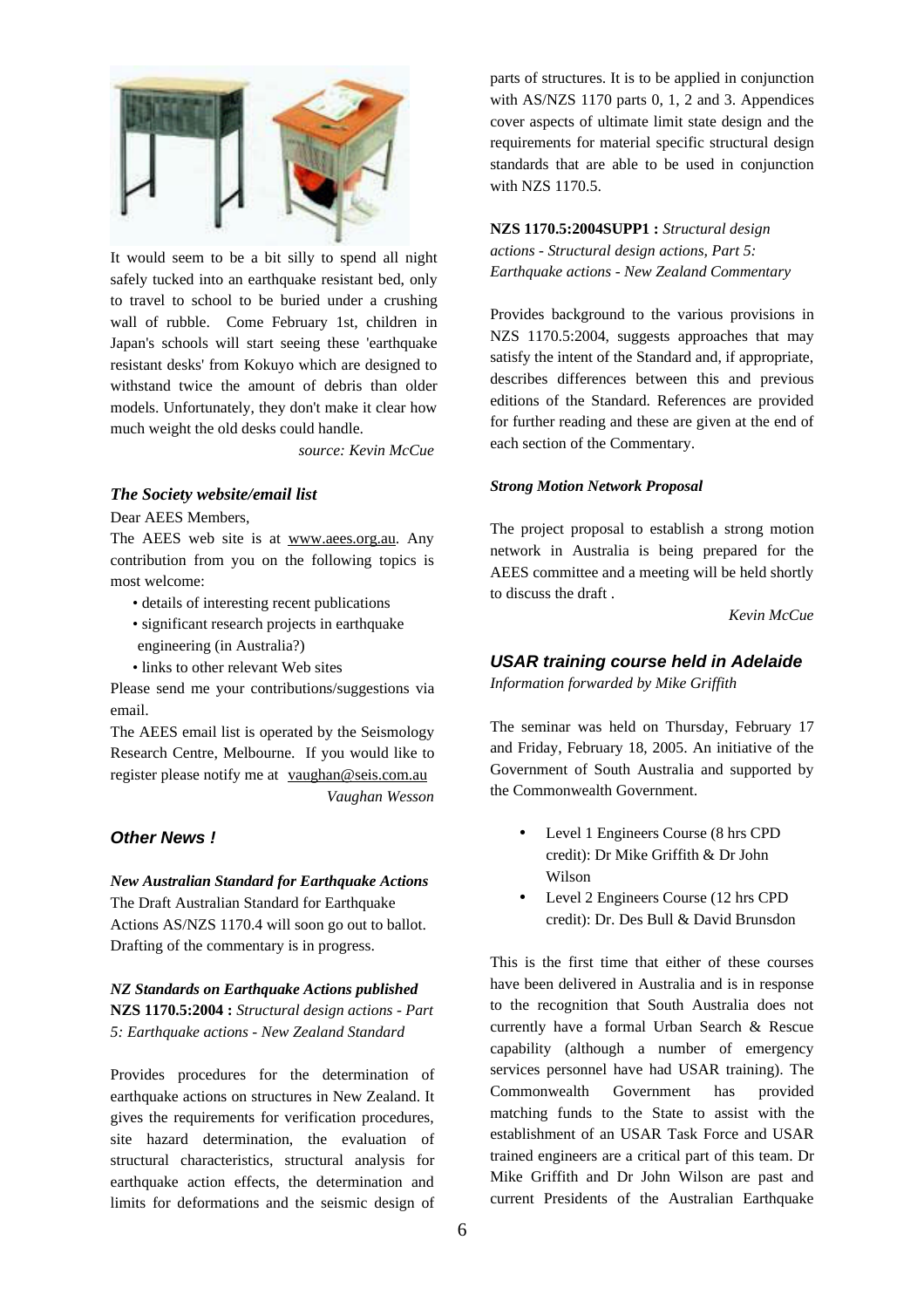It would seem to be a bit silly to spend all night safely tucked into an earthquake resistant bed, only to travel to school to be buried under a crushing wall of rubble. Come February 1st, children in Japan's schools will start seeing these 'earthquake resistant desks' from Kokuyo which are designed to withstand twice the amount of debris than older models. Unfortunately, they don't make it clear how much weight the old desks could handle.

*source: Kevin McCue*

### *The Society website/email list*

Dear AEES Members,

The AEES web site is at www.aees.org.au. Any contribution from you on the following topics is most welcome:

- details of interesting recent publications
- significant research projects in earthquake engineering (in Australia?)
- links to other relevant Web sites

Please send me your contributions/suggestions via email.

The AEES email list is operated by the Seismology Research Centre, Melbourne. If you would like to register please notify me at vaughan@seis.com.au

*Vaughan Wesson*

## *Other News !*

### *New Australian Standard for Earthquake Actions*

The Draft Australian Standard for Earthquake Actions AS/NZS 1170.4 will soon go out to ballot. Drafting of the commentary is in progress.

### *NZ Standards on Earthquake Actions published*

**NZS 1170.5:2004 :** *Structural design actions - Part 5: Earthquake actions - New Zealand Standard*

Provides procedures for the determination of earthquake actions on structures in New Zealand. It gives the requirements for verification procedures, site hazard determination, the evaluation of structural characteristics, structural analysis for earthquake action effects, the determination and limits for deformations and the seismic design of parts of structures. It is to be applied in conjunction with AS/NZS 1170 parts 0, 1, 2 and 3. Appendices cover aspects of ultimate limit state design and the requirements for material specific structural design standards that are able to be used in conjunction with NZS 1170.5.

**NZS 1170.5:2004SUPP1 :** *Structural design actions - Structural design actions, Part 5: Earthquake actions - New Zealand Commentary*

Provides background to the various provisions in NZS 1170.5:2004, suggests approaches that may satisfy the intent of the Standard and, if appropriate, describes differences between this and previous editions of the Standard. References are provided for further reading and these are given at the end of each section of the Commentary.

### *Strong Motion Network Proposal*

The project proposal to establish a strong motion network in Australia is being prepared for the AEES committee and a meeting will be held shortly to discuss the draft .

*Kevin McCue*

## *USAR training course held in Adelaide*

*Information forwarded by Mike Griffith*

The seminar was held on Thursday, February 17 and Friday, February 18, 2005. An initiative of the Government of South Australia and supported by the Commonwealth Government.

- Level 1 Engineers Course (8 hrs CPD credit): Dr Mike Griffith & Dr John Wilson
- Level 2 Engineers Course (12 hrs CPD credit): Dr. Des Bull & David Brunsdon

This is the first time that either of these courses have been delivered in Australia and is in response to the recognition that South Australia does not currently have a formal Urban Search & Rescue capability (although a number of emergency services personnel have had USAR training). The Commonwealth Government has provided matching funds to the State to assist with the establishment of an USAR Task Force and USAR trained engineers are a critical part of this team. Dr Mike Griffith and Dr John Wilson are past and current Presidents of the Australian Earthquake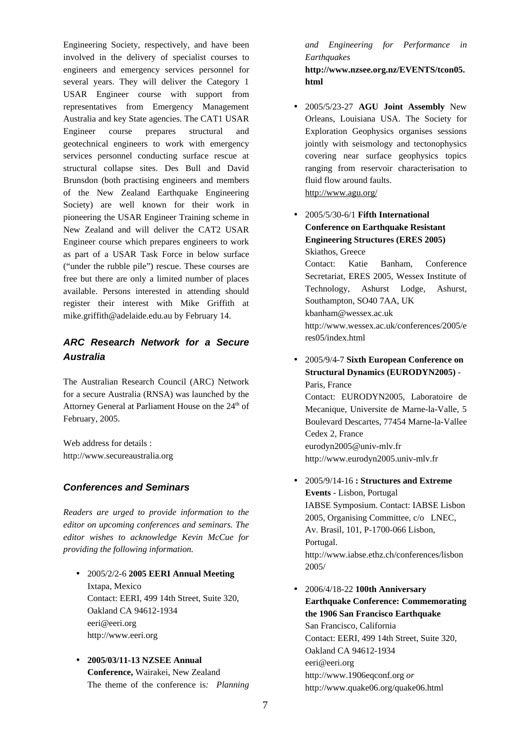Engineering Society, respectively, and have been involved in the delivery of specialist courses to engineers and emergency services personnel for several years. They will deliver the Category 1 USAR Engineer course with support from representatives from Emergency Management Australia and key State agencies. The CAT1 USAR Engineer course prepares structural and geotechnical engineers to work with emergency services personnel conducting surface rescue at structural collapse sites. Des Bull and David Brunsdon (both practising engineers and members of the New Zealand Earthquake Engineering Society) are well known for their work in pioneering the USAR Engineer Training scheme in New Zealand and will deliver the CAT2 USAR Engineer course which prepares engineers to work as part of a USAR Task Force in below surface ("under the rubble pile") rescue. These courses are free but there are only a limited number of places available. Persons interested in attending should register their interest with Mike Griffith at mike.griffith@adelaide.edu.au by February 14.

## *ARC Research Network for a Secure Australia*

The Australian Research Council (ARC) Network for a secure Australia (RNSA) was launched by the Attorney General at Parliament House on the 24th of February, 2005.

Web address for details :
http://www.secureaustralia.org

## *Conferences and Seminars*

*Readers are urged to provide information to the editor on upcoming conferences and seminars. The editor wishes to acknowledge Kevin McCue for providing the following information.*

- 2005/2/2-6 **2005 EERI Annual Meeting**
  Ixtapa, Mexico
  Contact: EERI, 499 14th Street, Suite 320, Oakland CA 94612-1934
  eeri@eeri.org
  http://www.eeri.org

- **2005/03/11-13 NZSEE Annual Conference,** Wairakei, New Zealand
  The theme of the conference is*: Planning and Engineering for Performance in Earthquakes*
  **http://www.nzsee.org.nz/EVENTS/tcon05.html**

- 2005/5/23-27 **AGU Joint Assembly** New Orleans, Louisiana USA. The Society for Exploration Geophysics organises sessions jointly with seismology and tectonophysics covering near surface geophysics topics ranging from reservoir characterisation to fluid flow around faults.
  http://www.agu.org/

- 2005/5/30-6/1 **Fifth International Conference on Earthquake Resistant Engineering Structures (ERES 2005)**
  Skiathos, Greece
  Contact: Katie Banham, Conference Secretariat, ERES 2005, Wessex Institute of Technology, Ashurst Lodge, Ashurst, Southampton, SO40 7AA, UK
  kbanham@wessex.ac.uk
  http://www.wessex.ac.uk/conferences/2005/eres05/index.html

- 2005/9/4-7 **Sixth European Conference on Structural Dynamics (EURODYN2005)** - Paris, France
  Contact: EURODYN2005, Laboratoire de Mecanique, Universite de Marne-la-Valle, 5 Boulevard Descartes, 77454 Marne-la-Vallee Cedex 2, France
  eurodyn2005@univ-mlv.fr
  http://www.eurodyn2005.univ-mlv.fr

- 2005/9/14-16 **: Structures and Extreme Events** - Lisbon, Portugal
  IABSE Symposium. Contact: IABSE Lisbon 2005, Organising Committee, c/o LNEC, Av. Brasil, 101, P-1700-066 Lisbon, Portugal.
  http://www.iabse.ethz.ch/conferences/lisbon2005/

- 2006/4/18-22 **100th Anniversary Earthquake Conference: Commemorating the 1906 San Francisco Earthquake**
  San Francisco, California
  Contact: EERI, 499 14th Street, Suite 320, Oakland CA 94612-1934
  eeri@eeri.org
  http://www.1906eqconf.org *or*
  http://www.quake06.org/quake06.html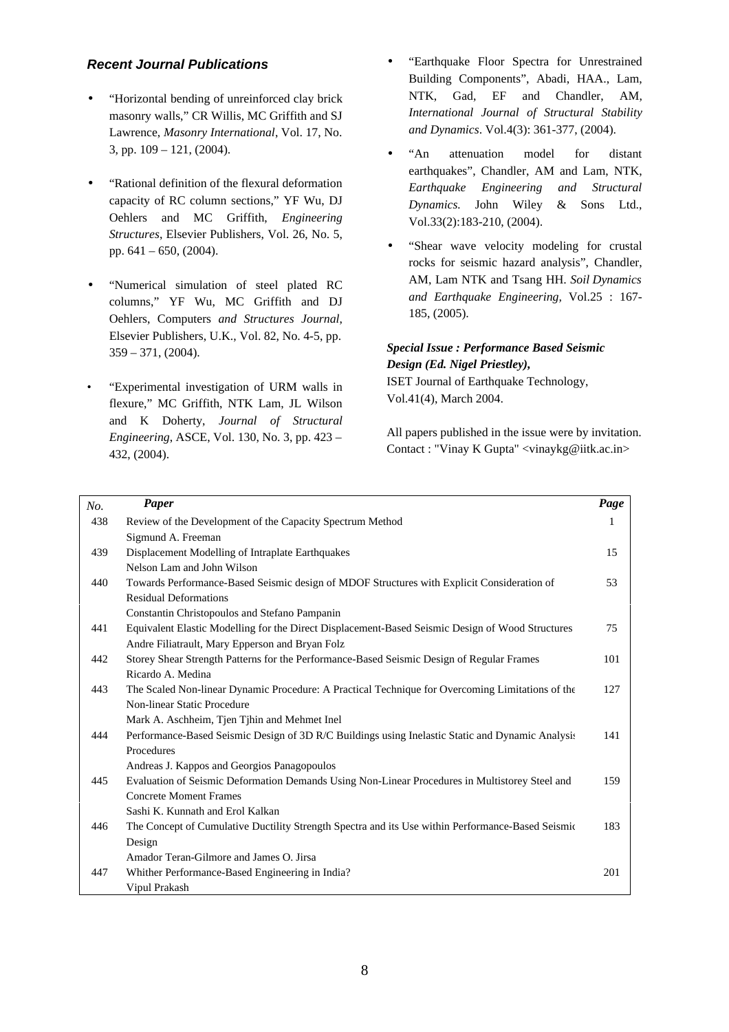### *Recent Journal Publications*

- "Horizontal bending of unreinforced clay brick masonry walls," CR Willis, MC Griffith and SJ Lawrence, *Masonry International*, Vol. 17, No. 3, pp. 109 – 121, (2004).

- "Rational definition of the flexural deformation capacity of RC column sections," YF Wu, DJ Oehlers and MC Griffith, *Engineering Structures*, Elsevier Publishers, Vol. 26, No. 5, pp. 641 – 650, (2004).

- "Numerical simulation of steel plated RC columns," YF Wu, MC Griffith and DJ Oehlers, Computers *and Structures Journal*, Elsevier Publishers, U.K., Vol. 82, No. 4-5, pp. 359 – 371, (2004).

- "Experimental investigation of URM walls in flexure," MC Griffith, NTK Lam, JL Wilson and K Doherty, *Journal of Structural Engineering*, ASCE, Vol. 130, No. 3, pp. 423 – 432, (2004).

- "Earthquake Floor Spectra for Unrestrained Building Components", Abadi, HAA., Lam, NTK, Gad, EF and Chandler, AM, *International Journal of Structural Stability and Dynamics*. Vol.4(3): 361-377, (2004).

- "An attenuation model for distant earthquakes", Chandler, AM and Lam, NTK, *Earthquake Engineering and Structural Dynamics.* John Wiley & Sons Ltd., Vol.33(2):183-210, (2004).

- "Shear wave velocity modeling for crustal rocks for seismic hazard analysis", Chandler, AM, Lam NTK and Tsang HH. *Soil Dynamics and Earthquake Engineering,* Vol.25 : 167-185, (2005).

***Special Issue : Performance Based Seismic Design (Ed. Nigel Priestley),***
ISET Journal of Earthquake Technology, Vol.41(4), March 2004.

All papers published in the issue were by invitation.
Contact : "Vinay K Gupta" <vinaykg@iitk.ac.in>

| *No.* | ***Paper*** | ***Page*** |
|---|---|---|
| 438 | Review of the Development of the Capacity Spectrum Method<br>Sigmund A. Freeman | 1 |
| 439 | Displacement Modelling of Intraplate Earthquakes<br>Nelson Lam and John Wilson | 15 |
| 440 | Towards Performance-Based Seismic design of MDOF Structures with Explicit Consideration of Residual Deformations<br>Constantin Christopoulos and Stefano Pampanin | 53 |
| 441 | Equivalent Elastic Modelling for the Direct Displacement-Based Seismic Design of Wood Structures<br>Andre Filiatrault, Mary Epperson and Bryan Folz | 75 |
| 442 | Storey Shear Strength Patterns for the Performance-Based Seismic Design of Regular Frames<br>Ricardo A. Medina | 101 |
| 443 | The Scaled Non-linear Dynamic Procedure: A Practical Technique for Overcoming Limitations of the Non-linear Static Procedure<br>Mark A. Aschheim, Tjen Tjhin and Mehmet Inel | 127 |
| 444 | Performance-Based Seismic Design of 3D R/C Buildings using Inelastic Static and Dynamic Analysis Procedures<br>Andreas J. Kappos and Georgios Panagopoulos | 141 |
| 445 | Evaluation of Seismic Deformation Demands Using Non-Linear Procedures in Multistorey Steel and Concrete Moment Frames<br>Sashi K. Kunnath and Erol Kalkan | 159 |
| 446 | The Concept of Cumulative Ductility Strength Spectra and its Use within Performance-Based Seismic Design<br>Amador Teran-Gilmore and James O. Jirsa | 183 |
| 447 | Whither Performance-Based Engineering in India?<br>Vipul Prakash | 201 |